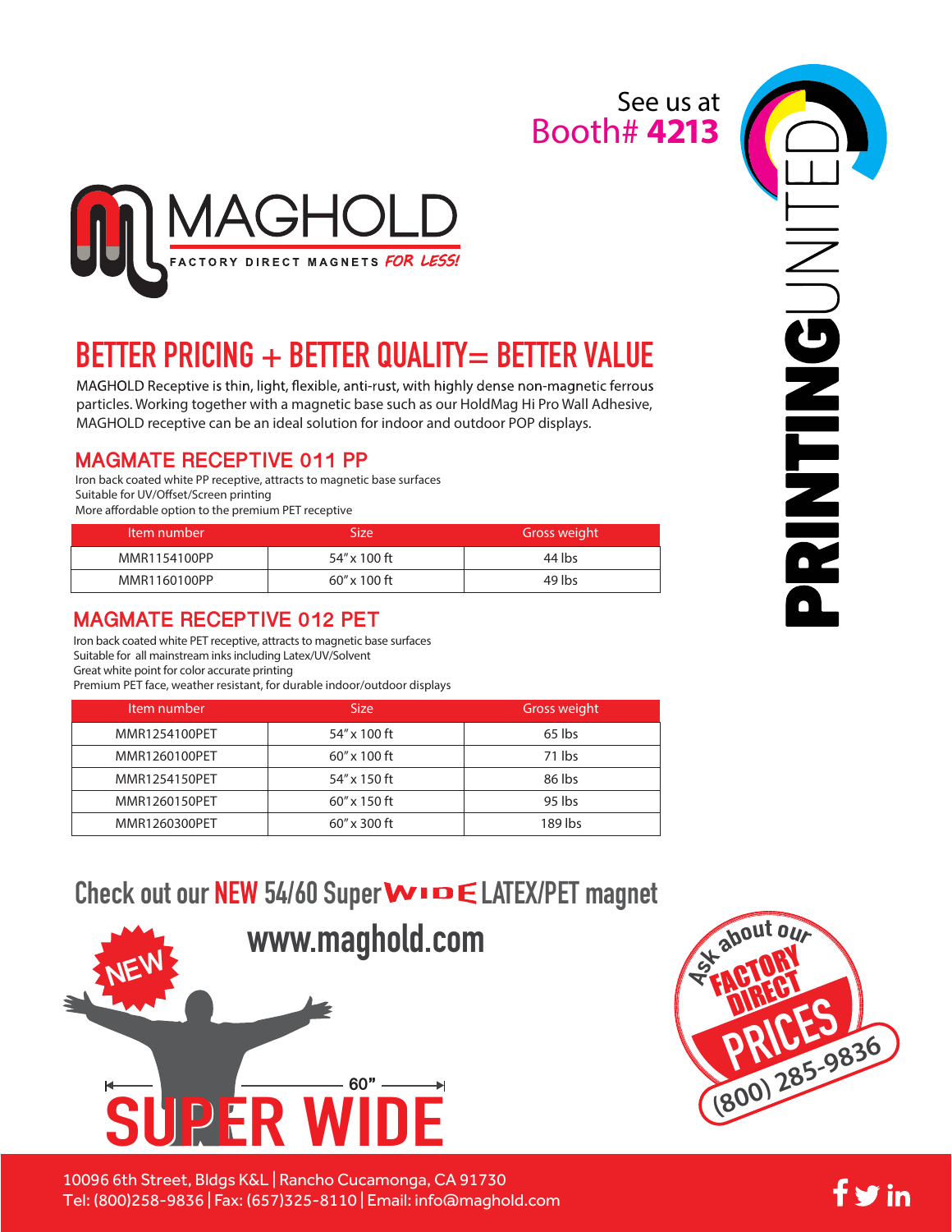See us at
Booth# **4213**

MAGHOLD
FACTORY DIRECT MAGNETS *FOR LESS!*

PRINTINGUNITED

# BETTER PRICING + BETTER QUALITY= BETTER VALUE

MAGHOLD Receptive is thin, light, flexible, anti-rust, with highly dense non-magnetic ferrous particles. Working together with a magnetic base such as our HoldMag Hi Pro Wall Adhesive, MAGHOLD receptive can be an ideal solution for indoor and outdoor POP displays.

## MAGMATE RECEPTIVE 011 PP

Iron back coated white PP receptive, attracts to magnetic base surfaces
Suitable for UV/Offset/Screen printing
More affordable option to the premium PET receptive

| Item number | Size | Gross weight |
|---|---|---|
| MMR1154100PP | 54" x 100 ft | 44 lbs |
| MMR1160100PP | 60" x 100 ft | 49 lbs |

## MAGMATE RECEPTIVE 012 PET

Iron back coated white PET receptive, attracts to magnetic base surfaces
Suitable for all mainstream inks including Latex/UV/Solvent
Great white point for color accurate printing
Premium PET face, weather resistant, for durable indoor/outdoor displays

| Item number | Size | Gross weight |
|---|---|---|
| MMR1254100PET | 54" x 100 ft | 65 lbs |
| MMR1260100PET | 60" x 100 ft | 71 lbs |
| MMR1254150PET | 54" x 150 ft | 86 lbs |
| MMR1260150PET | 60" x 150 ft | 95 lbs |
| MMR1260300PET | 60" x 300 ft | 189 lbs |

## Check out our NEW 54/60 Super WIDE LATEX/PET magnet

www.maghold.com

NEW

60"

SUPER WIDE

Ask about our FACTORY DIRECT PRICES (800) 285-9836

10096 6th Street, Bldgs K&L | Rancho Cucamonga, CA 91730
Tel: (800)258-9836 | Fax: (657)325-8110 | Email: info@maghold.com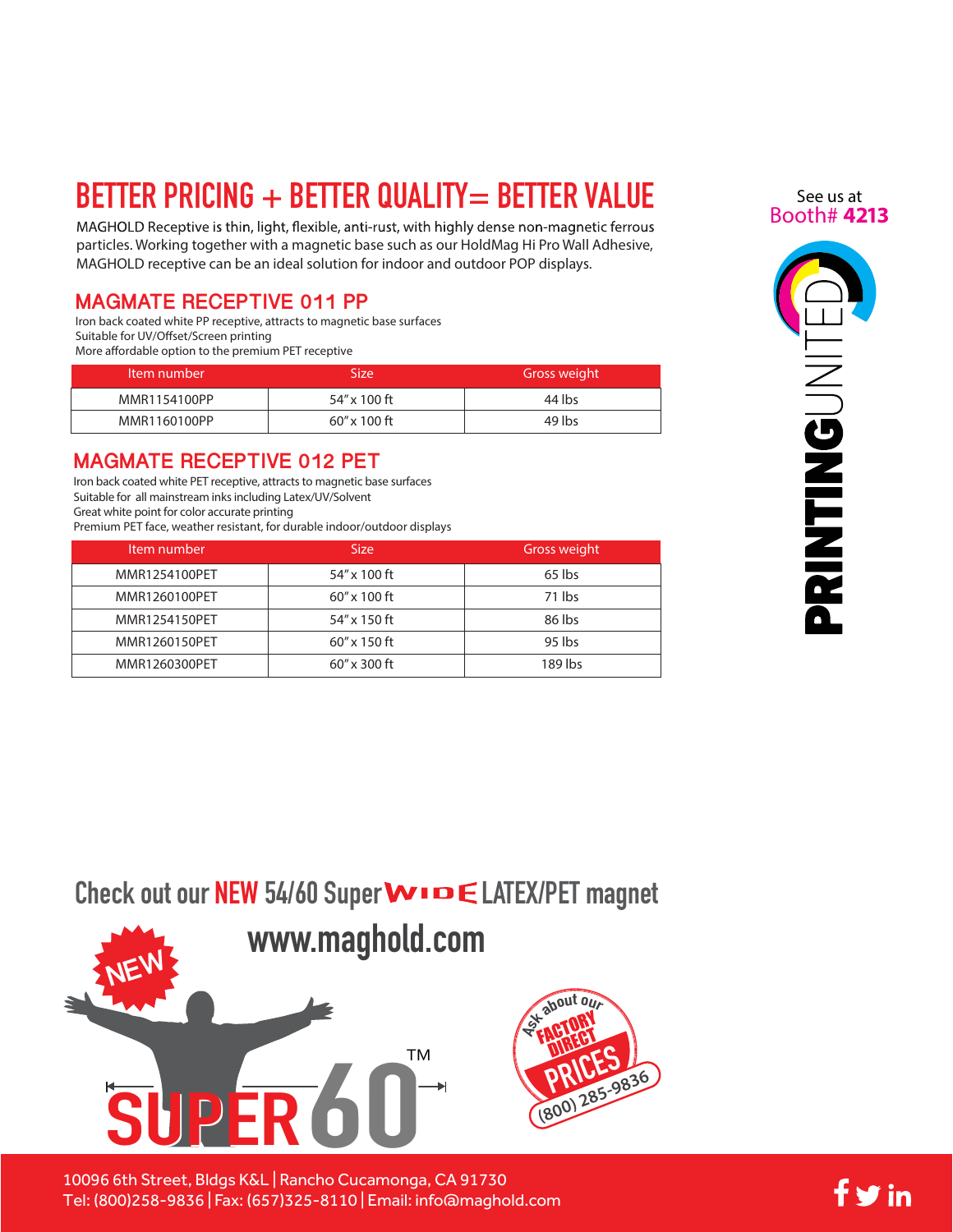# BETTER PRICING + BETTER QUALITY= BETTER VALUE

MAGHOLD Receptive is thin, light, flexible, anti-rust, with highly dense non-magnetic ferrous particles. Working together with a magnetic base such as our HoldMag Hi Pro Wall Adhesive, MAGHOLD receptive can be an ideal solution for indoor and outdoor POP displays.

See us at
Booth# **4213**

PRINTINGUNITED

## MAGMATE RECEPTIVE 011 PP

Iron back coated white PP receptive, attracts to magnetic base surfaces
Suitable for UV/Offset/Screen printing
More affordable option to the premium PET receptive

| Item number | Size | Gross weight |
|---|---|---|
| MMR1154100PP | 54" x 100 ft | 44 lbs |
| MMR1160100PP | 60" x 100 ft | 49 lbs |

## MAGMATE RECEPTIVE 012 PET

Iron back coated white PET receptive, attracts to magnetic base surfaces
Suitable for all mainstream inks including Latex/UV/Solvent
Great white point for color accurate printing
Premium PET face, weather resistant, for durable indoor/outdoor displays

| Item number | Size | Gross weight |
|---|---|---|
| MMR1254100PET | 54" x 100 ft | 65 lbs |
| MMR1260100PET | 60" x 100 ft | 71 lbs |
| MMR1254150PET | 54" x 150 ft | 86 lbs |
| MMR1260150PET | 60" x 150 ft | 95 lbs |
| MMR1260300PET | 60" x 300 ft | 189 lbs |

## Check out our NEW 54/60 Super WIDE LATEX/PET magnet

**www.maghold.com**

NEW

SUPER 60™

Ask about our FACTORY DIRECT PRICES (800) 285-9836

10096 6th Street, Bldgs K&L | Rancho Cucamonga, CA 91730
Tel: (800)258-9836 | Fax: (657)325-8110 | Email: info@maghold.com